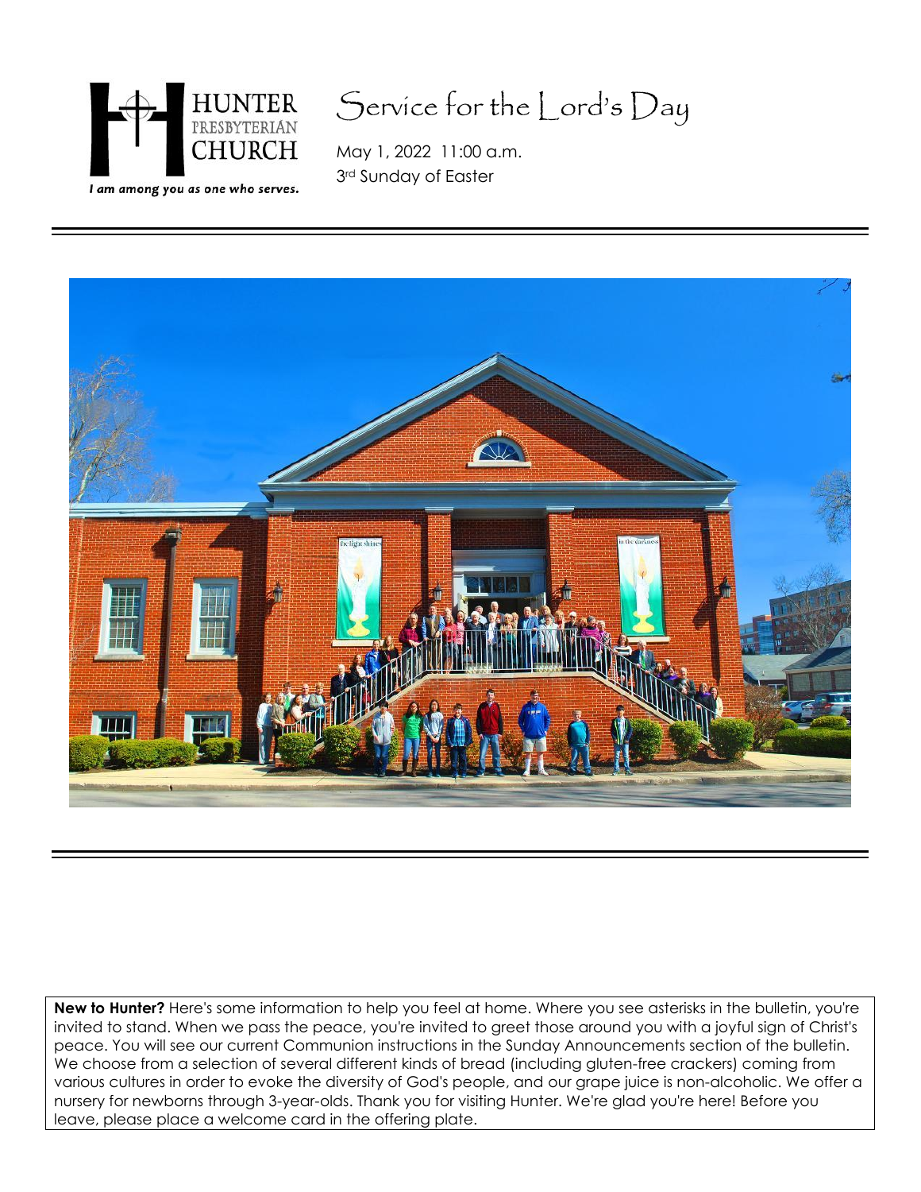HUNTER PRESBYTERIAN CHURCH

*I am among you as one who serves.*

# Service for the Lord's Day

May 1, 2022 11:00 a.m.

3rd Sunday of Easter

**New to Hunter?** Here's some information to help you feel at home. Where you see asterisks in the bulletin, you're invited to stand. When we pass the peace, you're invited to greet those around you with a joyful sign of Christ's peace. You will see our current Communion instructions in the Sunday Announcements section of the bulletin. We choose from a selection of several different kinds of bread (including gluten-free crackers) coming from various cultures in order to evoke the diversity of God's people, and our grape juice is non-alcoholic. We offer a nursery for newborns through 3-year-olds. Thank you for visiting Hunter. We're glad you're here! Before you leave, please place a welcome card in the offering plate.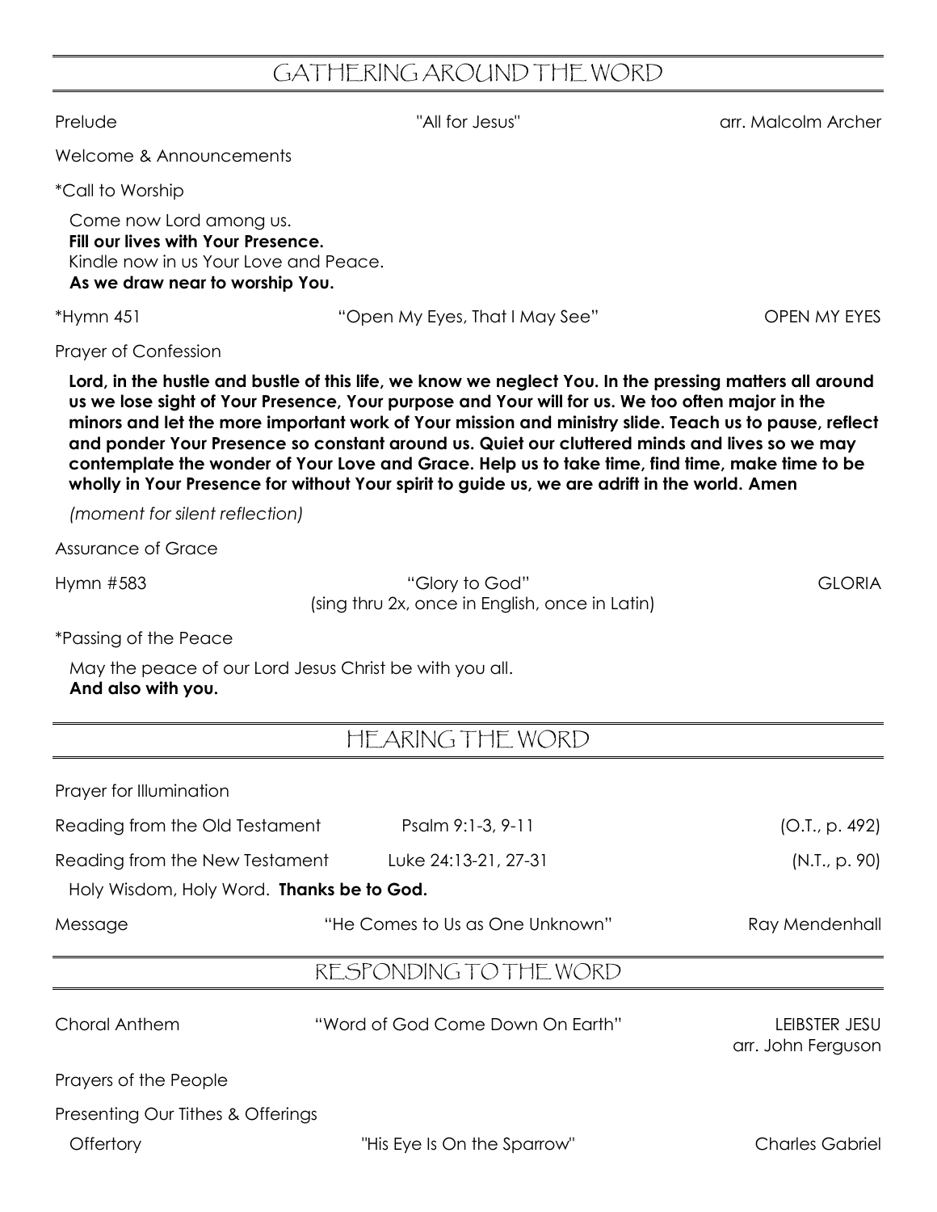## GATHERING AROUND THE WORD

Prelude "All for Jesus" arr. Malcolm Archer

Welcome & Announcements

*Call to Worship

Come now Lord among us.
**Fill our lives with Your Presence.**
Kindle now in us Your Love and Peace.
**As we draw near to worship You.**

*Hymn 451 "Open My Eyes, That I May See" OPEN MY EYES

Prayer of Confession

**Lord, in the hustle and bustle of this life, we know we neglect You. In the pressing matters all around us we lose sight of Your Presence, Your purpose and Your will for us. We too often major in the minors and let the more important work of Your mission and ministry slide. Teach us to pause, reflect and ponder Your Presence so constant around us. Quiet our cluttered minds and lives so we may contemplate the wonder of Your Love and Grace. Help us to take time, find time, make time to be wholly in Your Presence for without Your spirit to guide us, we are adrift in the world. Amen**

*(moment for silent reflection)*

Assurance of Grace

Hymn #583 "Glory to God" GLORIA
(sing thru 2x, once in English, once in Latin)

*Passing of the Peace

May the peace of our Lord Jesus Christ be with you all.
**And also with you.**

## HEARING THE WORD

Prayer for Illumination

Reading from the Old Testament Psalm 9:1-3, 9-11 (O.T., p. 492)

Reading from the New Testament Luke 24:13-21, 27-31 (N.T., p. 90)

Holy Wisdom, Holy Word. **Thanks be to God.**

Message "He Comes to Us as One Unknown" Ray Mendenhall

## RESPONDING TO THE WORD

Choral Anthem "Word of God Come Down On Earth" LEIBSTER JESU
arr. John Ferguson

Prayers of the People

Presenting Our Tithes & Offerings

Offertory "His Eye Is On the Sparrow" Charles Gabriel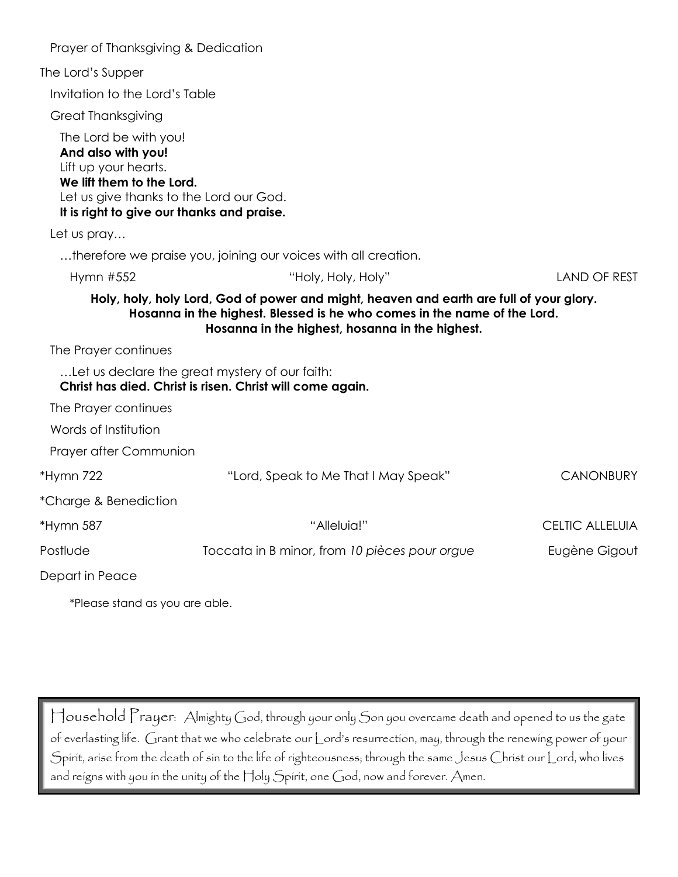Prayer of Thanksgiving & Dedication

The Lord's Supper

Invitation to the Lord's Table

Great Thanksgiving

The Lord be with you!
**And also with you!**
Lift up your hearts.
**We lift them to the Lord.**
Let us give thanks to the Lord our God.
**It is right to give our thanks and praise.**

Let us pray…

…therefore we praise you, joining our voices with all creation.

Hymn #552 "Holy, Holy, Holy" LAND OF REST

**Holy, holy, holy Lord, God of power and might, heaven and earth are full of your glory. Hosanna in the highest. Blessed is he who comes in the name of the Lord. Hosanna in the highest, hosanna in the highest.**

The Prayer continues

…Let us declare the great mystery of our faith:
**Christ has died. Christ is risen. Christ will come again.**

The Prayer continues

Words of Institution

Prayer after Communion

*Hymn 722 "Lord, Speak to Me That I May Speak" CANONBURY

*Charge & Benediction

*Hymn 587 "Alleluia!" CELTIC ALLELUIA

Postlude Toccata in B minor, from *10 pièces pour orgue* Eugène Gigout

Depart in Peace

*Please stand as you are able.

Household Prayer: Almighty God, through your only Son you overcame death and opened to us the gate of everlasting life. Grant that we who celebrate our Lord's resurrection, may, through the renewing power of your Spirit, arise from the death of sin to the life of righteousness; through the same Jesus Christ our Lord, who lives and reigns with you in the unity of the Holy Spirit, one God, now and forever. Amen.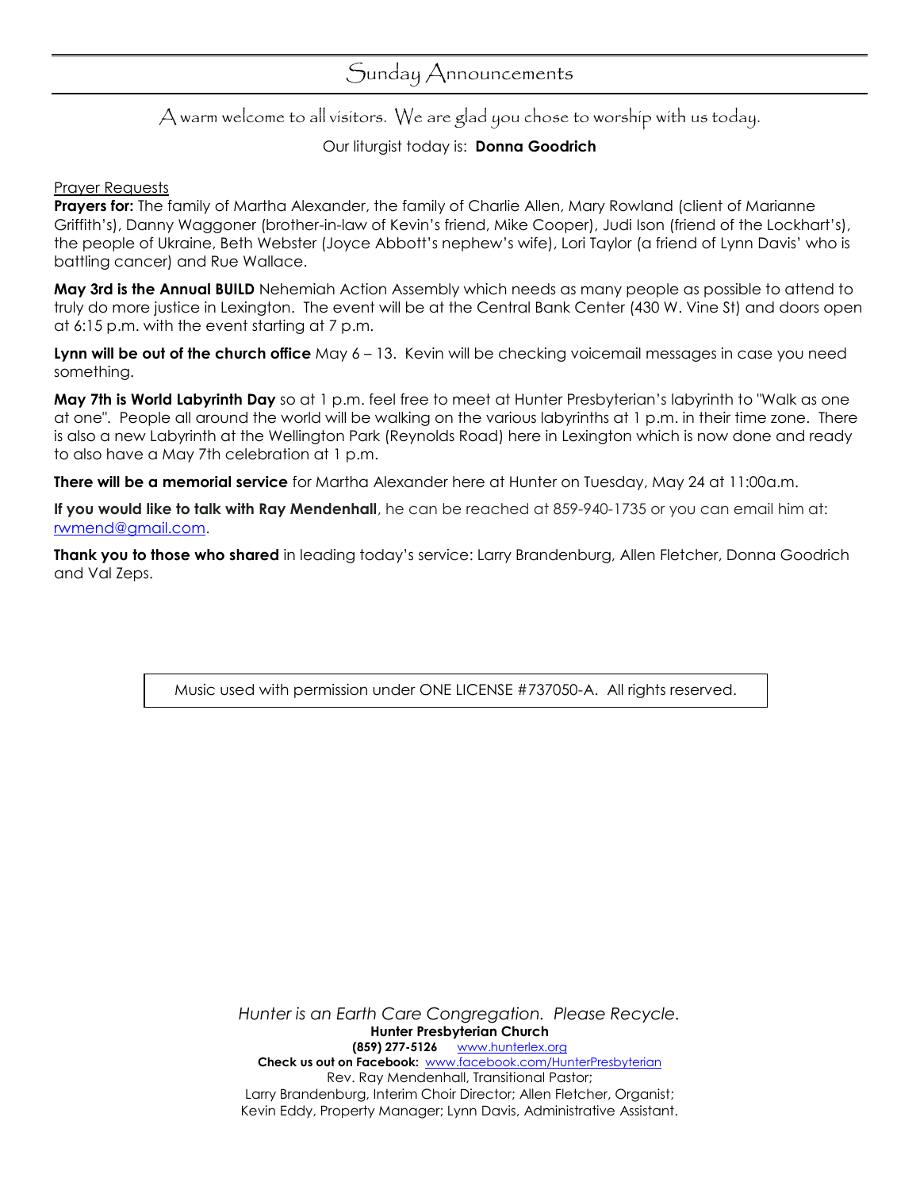# Sunday Announcements

A warm welcome to all visitors. We are glad you chose to worship with us today.

Our liturgist today is: **Donna Goodrich**

Prayer Requests

**Prayers for:** The family of Martha Alexander, the family of Charlie Allen, Mary Rowland (client of Marianne Griffith's), Danny Waggoner (brother-in-law of Kevin's friend, Mike Cooper), Judi Ison (friend of the Lockhart's), the people of Ukraine, Beth Webster (Joyce Abbott's nephew's wife), Lori Taylor (a friend of Lynn Davis' who is battling cancer) and Rue Wallace.

**May 3rd is the Annual BUILD** Nehemiah Action Assembly which needs as many people as possible to attend to truly do more justice in Lexington. The event will be at the Central Bank Center (430 W. Vine St) and doors open at 6:15 p.m. with the event starting at 7 p.m.

**Lynn will be out of the church office** May 6 – 13. Kevin will be checking voicemail messages in case you need something.

**May 7th is World Labyrinth Day** so at 1 p.m. feel free to meet at Hunter Presbyterian's labyrinth to "Walk as one at one". People all around the world will be walking on the various labyrinths at 1 p.m. in their time zone. There is also a new Labyrinth at the Wellington Park (Reynolds Road) here in Lexington which is now done and ready to also have a May 7th celebration at 1 p.m.

**There will be a memorial service** for Martha Alexander here at Hunter on Tuesday, May 24 at 11:00a.m.

**If you would like to talk with Ray Mendenhall**, he can be reached at 859-940-1735 or you can email him at: rwmend@gmail.com.

**Thank you to those who shared** in leading today's service: Larry Brandenburg, Allen Fletcher, Donna Goodrich and Val Zeps.

Music used with permission under ONE LICENSE #737050-A. All rights reserved.

*Hunter is an Earth Care Congregation. Please Recycle.*

**Hunter Presbyterian Church**

**(859) 277-5126** www.hunterlex.org

**Check us out on Facebook:** www.facebook.com/HunterPresbyterian

Rev. Ray Mendenhall, Transitional Pastor;
Larry Brandenburg, Interim Choir Director; Allen Fletcher, Organist;
Kevin Eddy, Property Manager; Lynn Davis, Administrative Assistant.